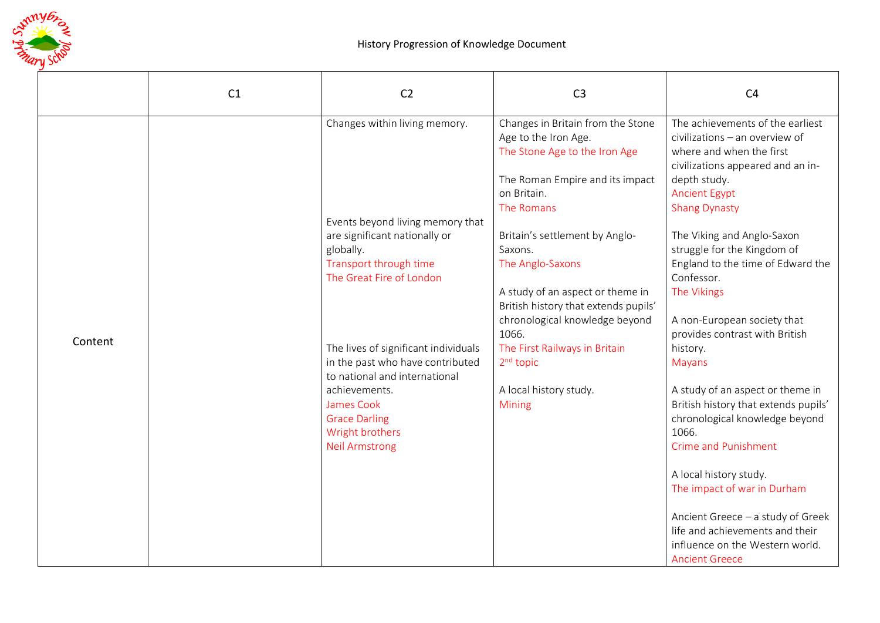# History Progression of Knowledge Document

| | C1 | C2 | C3 | C4 |
|---|---|---|---|---|
| Content | | Changes within living memory.<br><br>Events beyond living memory that are significant nationally or globally.<br>Transport through time<br>The Great Fire of London<br><br>The lives of significant individuals in the past who have contributed to national and international achievements.<br>James Cook<br>Grace Darling<br>Wright brothers<br>Neil Armstrong | Changes in Britain from the Stone Age to the Iron Age.<br>The Stone Age to the Iron Age<br><br>The Roman Empire and its impact on Britain.<br>The Romans<br><br>Britain's settlement by Anglo-Saxons.<br>The Anglo-Saxons<br><br>A study of an aspect or theme in British history that extends pupils' chronological knowledge beyond 1066.<br>The First Railways in Britain<br>2nd topic<br><br>A local history study.<br>Mining | The achievements of the earliest civilizations – an overview of where and when the first civilizations appeared and an in-depth study.<br>Ancient Egypt<br>Shang Dynasty<br><br>The Viking and Anglo-Saxon struggle for the Kingdom of England to the time of Edward the Confessor.<br>The Vikings<br><br>A non-European society that provides contrast with British history.<br>Mayans<br><br>A study of an aspect or theme in British history that extends pupils' chronological knowledge beyond 1066.<br>Crime and Punishment<br><br>A local history study.<br>The impact of war in Durham<br><br>Ancient Greece – a study of Greek life and achievements and their influence on the Western world.<br>Ancient Greece |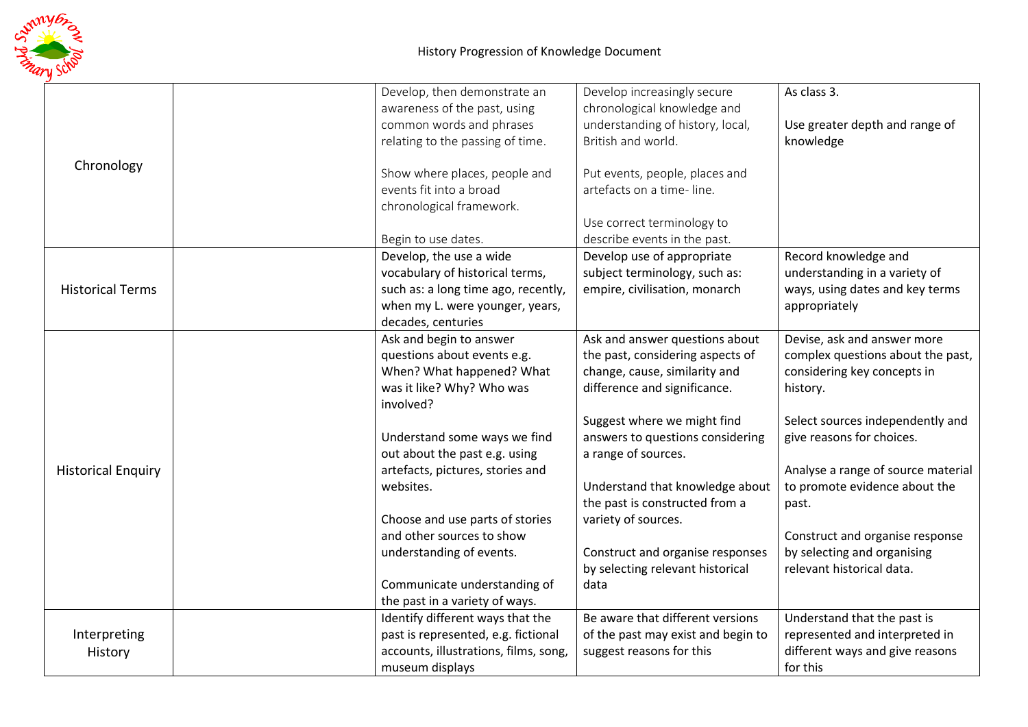| | | | | |
|---|---|---|---|---|
| Chronology | | Develop, then demonstrate an awareness of the past, using common words and phrases relating to the passing of time.<br><br>Show where places, people and events fit into a broad chronological framework.<br><br>Begin to use dates. | Develop increasingly secure chronological knowledge and understanding of history, local, British and world.<br><br>Put events, people, places and artefacts on a time- line.<br><br>Use correct terminology to describe events in the past. | As class 3.<br><br>Use greater depth and range of knowledge |
| Historical Terms | | Develop, the use a wide vocabulary of historical terms, such as: a long time ago, recently, when my L. were younger, years, decades, centuries | Develop use of appropriate subject terminology, such as: empire, civilisation, monarch | Record knowledge and understanding in a variety of ways, using dates and key terms appropriately |
| Historical Enquiry | | Ask and begin to answer questions about events e.g. When? What happened? What was it like? Why? Who was involved?<br><br>Understand some ways we find out about the past e.g. using artefacts, pictures, stories and websites.<br><br>Choose and use parts of stories and other sources to show understanding of events.<br><br>Communicate understanding of the past in a variety of ways. | Ask and answer questions about the past, considering aspects of change, cause, similarity and difference and significance.<br><br>Suggest where we might find answers to questions considering a range of sources.<br><br>Understand that knowledge about the past is constructed from a variety of sources.<br><br>Construct and organise responses by selecting relevant historical data | Devise, ask and answer more complex questions about the past, considering key concepts in history.<br><br>Select sources independently and give reasons for choices.<br><br>Analyse a range of source material to promote evidence about the past.<br><br>Construct and organise response by selecting and organising relevant historical data. |
| Interpreting History | | Identify different ways that the past is represented, e.g. fictional accounts, illustrations, films, song, museum displays | Be aware that different versions of the past may exist and begin to suggest reasons for this | Understand that the past is represented and interpreted in different ways and give reasons for this |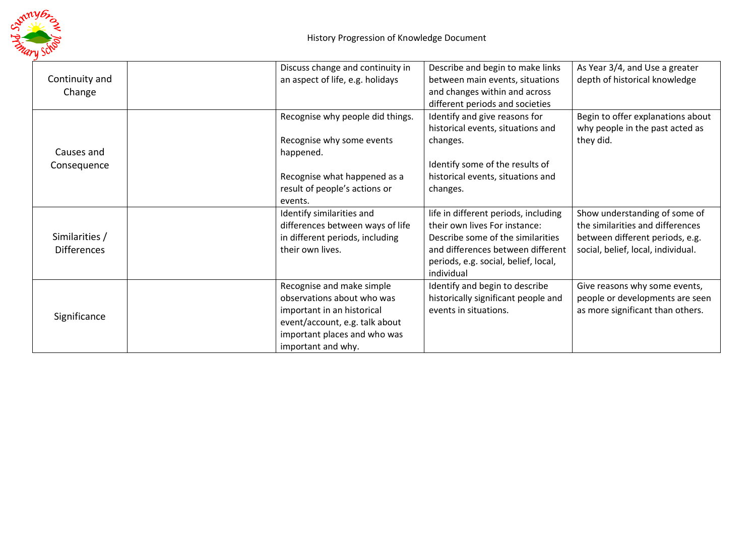History Progression of Knowledge Document

| | | | | |
|---|---|---|---|---|
| Continuity and Change | | Discuss change and continuity in an aspect of life, e.g. holidays | Describe and begin to make links between main events, situations and changes within and across different periods and societies | As Year 3/4, and Use a greater depth of historical knowledge |
| Causes and Consequence | | Recognise why people did things.<br><br>Recognise why some events happened.<br><br>Recognise what happened as a result of people's actions or events. | Identify and give reasons for historical events, situations and changes.<br><br>Identify some of the results of historical events, situations and changes. | Begin to offer explanations about why people in the past acted as they did. |
| Similarities / Differences | | Identify similarities and differences between ways of life in different periods, including their own lives. | life in different periods, including their own lives For instance: Describe some of the similarities and differences between different periods, e.g. social, belief, local, individual | Show understanding of some of the similarities and differences between different periods, e.g. social, belief, local, individual. |
| Significance | | Recognise and make simple observations about who was important in an historical event/account, e.g. talk about important places and who was important and why. | Identify and begin to describe historically significant people and events in situations. | Give reasons why some events, people or developments are seen as more significant than others. |